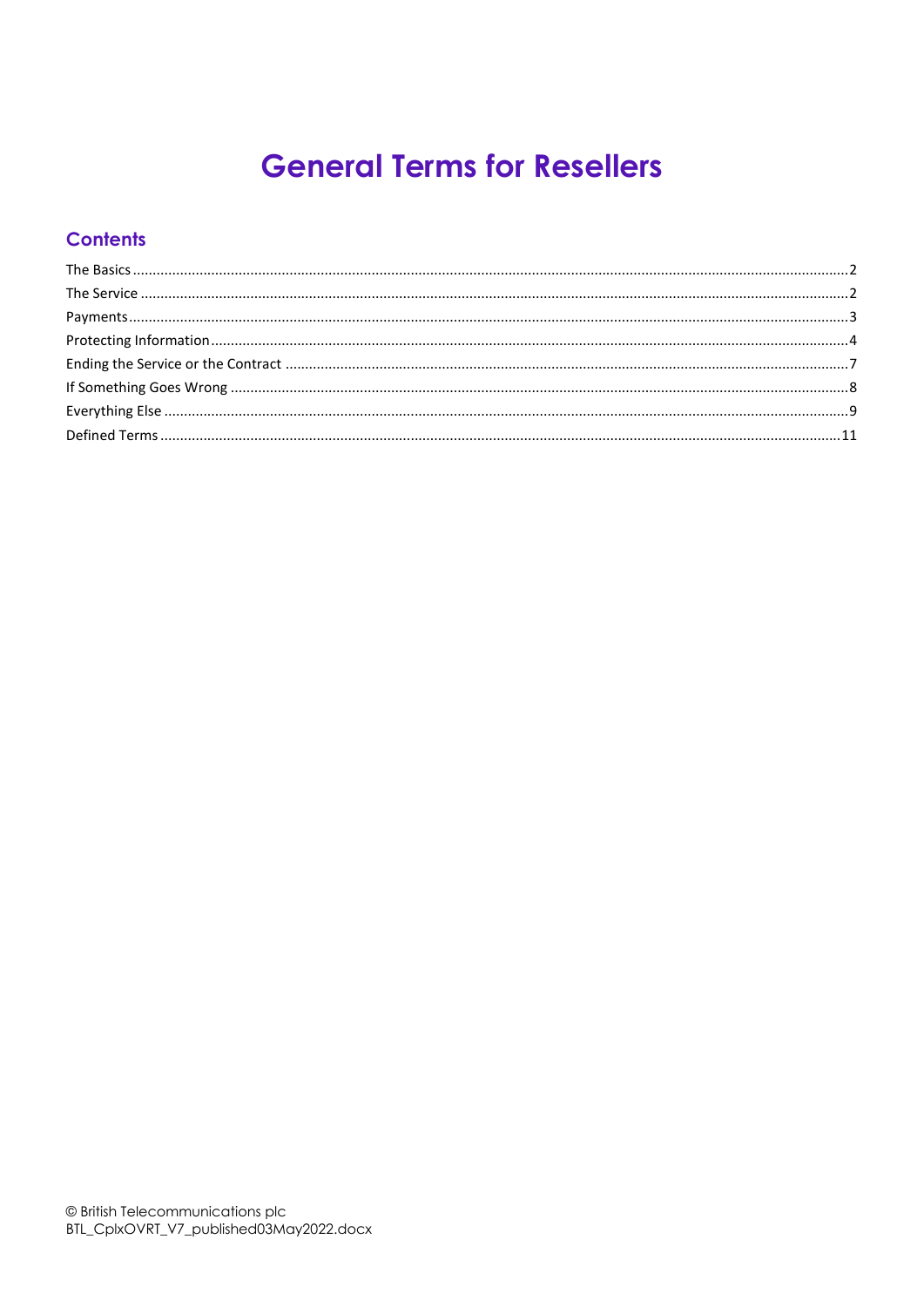# General Terms for Resellers

## Contents

The Basics ..... 2
The Service ..... 2
Payments ..... 3
Protecting Information ..... 4
Ending the Service or the Contract ..... 7
If Something Goes Wrong ..... 8
Everything Else ..... 9
Defined Terms ..... 11

© British Telecommunications plc
BTL_CplxOVRT_V7_published03May2022.docx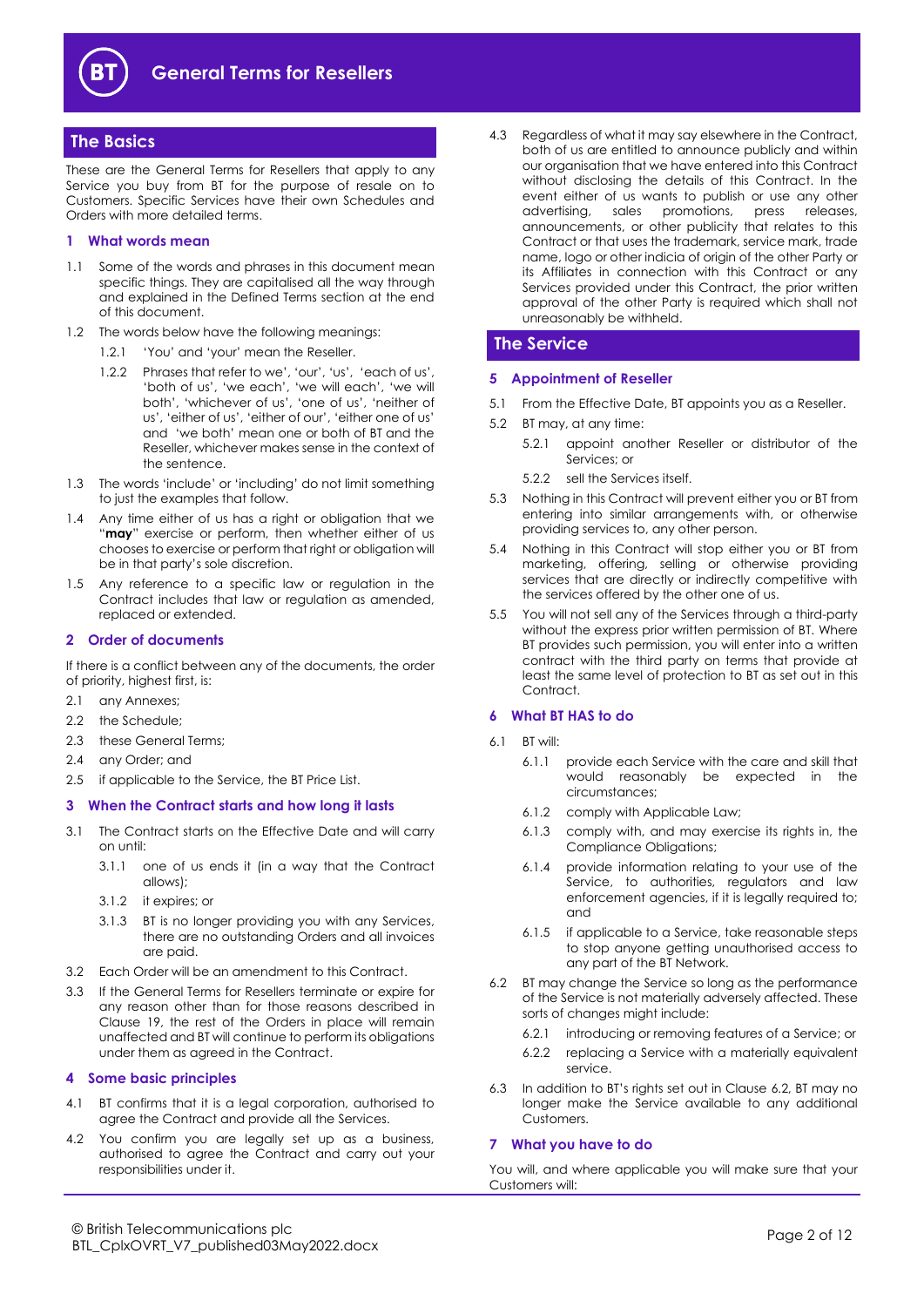# General Terms for Resellers

## The Basics

These are the General Terms for Resellers that apply to any Service you buy from BT for the purpose of resale on to Customers. Specific Services have their own Schedules and Orders with more detailed terms.

### 1 What words mean

1.1 Some of the words and phrases in this document mean specific things. They are capitalised all the way through and explained in the Defined Terms section at the end of this document.

1.2 The words below have the following meanings:

1.2.1 'You' and 'your' mean the Reseller.

1.2.2 Phrases that refer to we', 'our', 'us', 'each of us', 'both of us', 'we each', 'we will each', 'we will both', 'whichever of us', 'one of us', 'neither of us', 'either of us', 'either of our', 'either one of us' and 'we both' mean one or both of BT and the Reseller, whichever makes sense in the context of the sentence.

1.3 The words 'include' or 'including' do not limit something to just the examples that follow.

1.4 Any time either of us has a right or obligation that we "**may**" exercise or perform, then whether either of us chooses to exercise or perform that right or obligation will be in that party's sole discretion.

1.5 Any reference to a specific law or regulation in the Contract includes that law or regulation as amended, replaced or extended.

### 2 Order of documents

If there is a conflict between any of the documents, the order of priority, highest first, is:

2.1 any Annexes;

2.2 the Schedule;

2.3 these General Terms;

2.4 any Order; and

2.5 if applicable to the Service, the BT Price List.

### 3 When the Contract starts and how long it lasts

3.1 The Contract starts on the Effective Date and will carry on until:

3.1.1 one of us ends it (in a way that the Contract allows);

3.1.2 it expires; or

3.1.3 BT is no longer providing you with any Services, there are no outstanding Orders and all invoices are paid.

3.2 Each Order will be an amendment to this Contract.

3.3 If the General Terms for Resellers terminate or expire for any reason other than for those reasons described in Clause 19, the rest of the Orders in place will remain unaffected and BT will continue to perform its obligations under them as agreed in the Contract.

### 4 Some basic principles

4.1 BT confirms that it is a legal corporation, authorised to agree the Contract and provide all the Services.

4.2 You confirm you are legally set up as a business, authorised to agree the Contract and carry out your responsibilities under it.

4.3 Regardless of what it may say elsewhere in the Contract, both of us are entitled to announce publicly and within our organisation that we have entered into this Contract without disclosing the details of this Contract. In the event either of us wants to publish or use any other advertising, sales promotions, press releases, announcements, or other publicity that relates to this Contract or that uses the trademark, service mark, trade name, logo or other indicia of origin of the other Party or its Affiliates in connection with this Contract or any Services provided under this Contract, the prior written approval of the other Party is required which shall not unreasonably be withheld.

## The Service

### 5 Appointment of Reseller

5.1 From the Effective Date, BT appoints you as a Reseller.

5.2 BT may, at any time:

5.2.1 appoint another Reseller or distributor of the Services; or

5.2.2 sell the Services itself.

5.3 Nothing in this Contract will prevent either you or BT from entering into similar arrangements with, or otherwise providing services to, any other person.

5.4 Nothing in this Contract will stop either you or BT from marketing, offering, selling or otherwise providing services that are directly or indirectly competitive with the services offered by the other one of us.

5.5 You will not sell any of the Services through a third-party without the express prior written permission of BT. Where BT provides such permission, you will enter into a written contract with the third party on terms that provide at least the same level of protection to BT as set out in this Contract.

### 6 What BT HAS to do

6.1 BT will:

6.1.1 provide each Service with the care and skill that would reasonably be expected in the circumstances;

6.1.2 comply with Applicable Law;

6.1.3 comply with, and may exercise its rights in, the Compliance Obligations;

6.1.4 provide information relating to your use of the Service, to authorities, regulators and law enforcement agencies, if it is legally required to; and

6.1.5 if applicable to a Service, take reasonable steps to stop anyone getting unauthorised access to any part of the BT Network.

6.2 BT may change the Service so long as the performance of the Service is not materially adversely affected. These sorts of changes might include:

6.2.1 introducing or removing features of a Service; or

6.2.2 replacing a Service with a materially equivalent service.

6.3 In addition to BT's rights set out in Clause 6.2, BT may no longer make the Service available to any additional Customers.

### 7 What you have to do

You will, and where applicable you will make sure that your Customers will: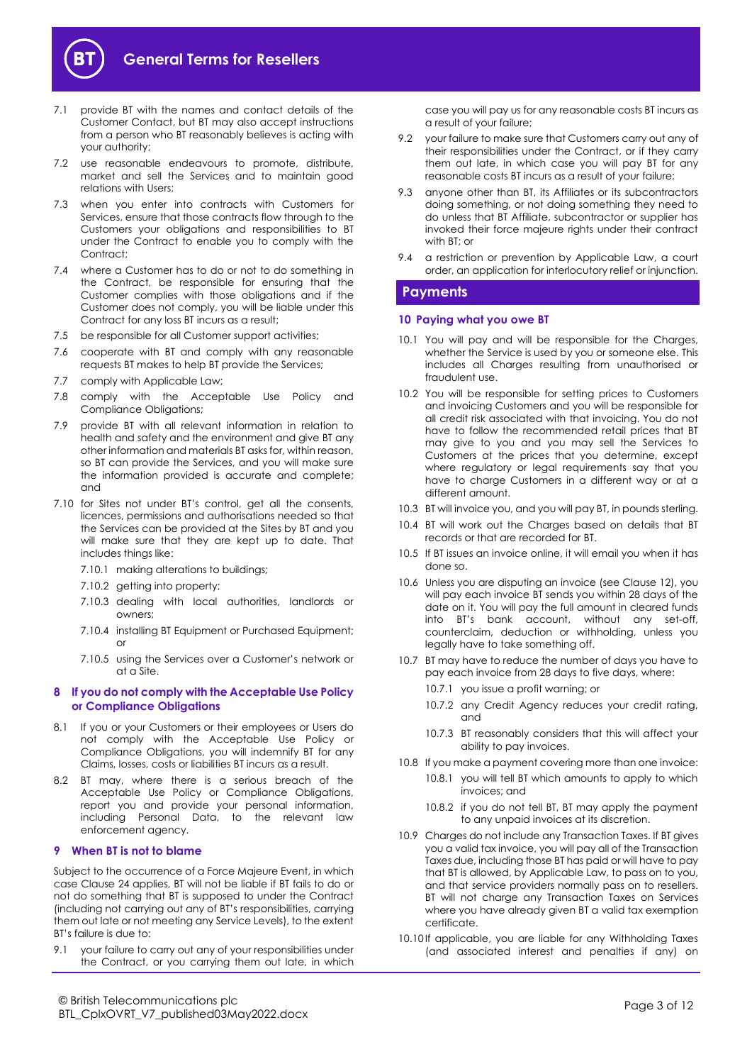7.1 provide BT with the names and contact details of the Customer Contact, but BT may also accept instructions from a person who BT reasonably believes is acting with your authority;

7.2 use reasonable endeavours to promote, distribute, market and sell the Services and to maintain good relations with Users;

7.3 when you enter into contracts with Customers for Services, ensure that those contracts flow through to the Customers your obligations and responsibilities to BT under the Contract to enable you to comply with the Contract;

7.4 where a Customer has to do or not to do something in the Contract, be responsible for ensuring that the Customer complies with those obligations and if the Customer does not comply, you will be liable under this Contract for any loss BT incurs as a result;

7.5 be responsible for all Customer support activities;

7.6 cooperate with BT and comply with any reasonable requests BT makes to help BT provide the Services;

7.7 comply with Applicable Law;

7.8 comply with the Acceptable Use Policy and Compliance Obligations;

7.9 provide BT with all relevant information in relation to health and safety and the environment and give BT any other information and materials BT asks for, within reason, so BT can provide the Services, and you will make sure the information provided is accurate and complete; and

7.10 for Sites not under BT's control, get all the consents, licences, permissions and authorisations needed so that the Services can be provided at the Sites by BT and you will make sure that they are kept up to date. That includes things like:

7.10.1 making alterations to buildings;

7.10.2 getting into property;

7.10.3 dealing with local authorities, landlords or owners;

7.10.4 installing BT Equipment or Purchased Equipment; or

7.10.5 using the Services over a Customer's network or at a Site.

## 8 If you do not comply with the Acceptable Use Policy or Compliance Obligations

8.1 If you or your Customers or their employees or Users do not comply with the Acceptable Use Policy or Compliance Obligations, you will indemnify BT for any Claims, losses, costs or liabilities BT incurs as a result.

8.2 BT may, where there is a serious breach of the Acceptable Use Policy or Compliance Obligations, report you and provide your personal information, including Personal Data, to the relevant law enforcement agency.

## 9 When BT is not to blame

Subject to the occurrence of a Force Majeure Event, in which case Clause 24 applies, BT will not be liable if BT fails to do or not do something that BT is supposed to under the Contract (including not carrying out any of BT's responsibilities, carrying them out late or not meeting any Service Levels), to the extent BT's failure is due to:

9.1 your failure to carry out any of your responsibilities under the Contract, or you carrying them out late, in which case you will pay us for any reasonable costs BT incurs as a result of your failure;

9.2 your failure to make sure that Customers carry out any of their responsibilities under the Contract, or if they carry them out late, in which case you will pay BT for any reasonable costs BT incurs as a result of your failure;

9.3 anyone other than BT, its Affiliates or its subcontractors doing something, or not doing something they need to do unless that BT Affiliate, subcontractor or supplier has invoked their force majeure rights under their contract with BT; or

9.4 a restriction or prevention by Applicable Law, a court order, an application for interlocutory relief or injunction.

# Payments

## 10 Paying what you owe BT

10.1 You will pay and will be responsible for the Charges, whether the Service is used by you or someone else. This includes all Charges resulting from unauthorised or fraudulent use.

10.2 You will be responsible for setting prices to Customers and invoicing Customers and you will be responsible for all credit risk associated with that invoicing. You do not have to follow the recommended retail prices that BT may give to you and you may sell the Services to Customers at the prices that you determine, except where regulatory or legal requirements say that you have to charge Customers in a different way or at a different amount.

10.3 BT will invoice you, and you will pay BT, in pounds sterling.

10.4 BT will work out the Charges based on details that BT records or that are recorded for BT.

10.5 If BT issues an invoice online, it will email you when it has done so.

10.6 Unless you are disputing an invoice (see Clause 12), you will pay each invoice BT sends you within 28 days of the date on it. You will pay the full amount in cleared funds into BT's bank account, without any set-off, counterclaim, deduction or withholding, unless you legally have to take something off.

10.7 BT may have to reduce the number of days you have to pay each invoice from 28 days to five days, where:

10.7.1 you issue a profit warning; or

10.7.2 any Credit Agency reduces your credit rating, and

10.7.3 BT reasonably considers that this will affect your ability to pay invoices.

10.8 If you make a payment covering more than one invoice:

10.8.1 you will tell BT which amounts to apply to which invoices; and

10.8.2 if you do not tell BT, BT may apply the payment to any unpaid invoices at its discretion.

10.9 Charges do not include any Transaction Taxes. If BT gives you a valid tax invoice, you will pay all of the Transaction Taxes due, including those BT has paid or will have to pay that BT is allowed, by Applicable Law, to pass on to you, and that service providers normally pass on to resellers. BT will not charge any Transaction Taxes on Services where you have already given BT a valid tax exemption certificate.

10.10 If applicable, you are liable for any Withholding Taxes (and associated interest and penalties if any) on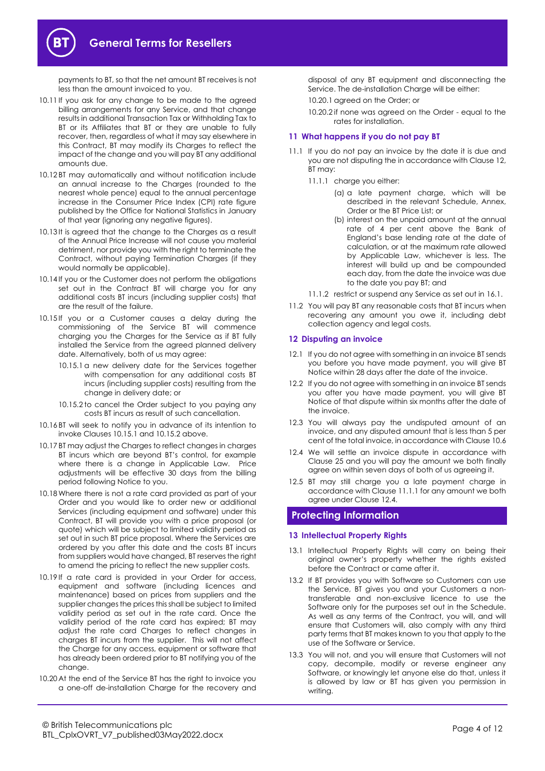payments to BT, so that the net amount BT receives is not less than the amount invoiced to you.

10.11 If you ask for any change to be made to the agreed billing arrangements for any Service, and that change results in additional Transaction Tax or Withholding Tax to BT or its Affiliates that BT or they are unable to fully recover, then, regardless of what it may say elsewhere in this Contract, BT may modify its Charges to reflect the impact of the change and you will pay BT any additional amounts due.

10.12 BT may automatically and without notification include an annual increase to the Charges (rounded to the nearest whole pence) equal to the annual percentage increase in the Consumer Price Index (CPI) rate figure published by the Office for National Statistics in January of that year (ignoring any negative figures).

10.13 It is agreed that the change to the Charges as a result of the Annual Price Increase will not cause you material detriment, nor provide you with the right to terminate the Contract, without paying Termination Charges (if they would normally be applicable).

10.14 If you or the Customer does not perform the obligations set out in the Contract BT will charge you for any additional costs BT incurs (including supplier costs) that are the result of the failure.

10.15 If you or a Customer causes a delay during the commissioning of the Service BT will commence charging you the Charges for the Service as if BT fully installed the Service from the agreed planned delivery date. Alternatively, both of us may agree:

10.15.1 a new delivery date for the Services together with compensation for any additional costs BT incurs (including supplier costs) resulting from the change in delivery date; or

10.15.2 to cancel the Order subject to you paying any costs BT incurs as result of such cancellation.

10.16 BT will seek to notify you in advance of its intention to invoke Clauses 10.15.1 and 10.15.2 above.

10.17 BT may adjust the Charges to reflect changes in charges BT incurs which are beyond BT's control, for example where there is a change in Applicable Law. Price adjustments will be effective 30 days from the billing period following Notice to you.

10.18 Where there is not a rate card provided as part of your Order and you would like to order new or additional Services (including equipment and software) under this Contract, BT will provide you with a price proposal (or quote) which will be subject to limited validity period as set out in such BT price proposal. Where the Services are ordered by you after this date and the costs BT incurs from suppliers would have changed, BT reserves the right to amend the pricing to reflect the new supplier costs.

10.19 If a rate card is provided in your Order for access, equipment and software (including licences and maintenance) based on prices from suppliers and the supplier changes the prices this shall be subject to limited validity period as set out in the rate card. Once the validity period of the rate card has expired; BT may adjust the rate card Charges to reflect changes in charges BT incurs from the supplier. This will not affect the Charge for any access, equipment or software that has already been ordered prior to BT notifying you of the change.

10.20 At the end of the Service BT has the right to invoice you a one-off de-installation Charge for the recovery and disposal of any BT equipment and disconnecting the Service. The de-installation Charge will be either:

10.20.1 agreed on the Order; or

10.20.2 if none was agreed on the Order - equal to the rates for installation.

### 11 What happens if you do not pay BT

11.1 If you do not pay an invoice by the date it is due and you are not disputing the in accordance with Clause 12, BT may:

11.1.1 charge you either:

(a) a late payment charge, which will be described in the relevant Schedule, Annex, Order or the BT Price List; or

(b) interest on the unpaid amount at the annual rate of 4 per cent above the Bank of England's base lending rate at the date of calculation, or at the maximum rate allowed by Applicable Law, whichever is less. The interest will build up and be compounded each day, from the date the invoice was due to the date you pay BT; and

11.1.2 restrict or suspend any Service as set out in 16.1.

11.2 You will pay BT any reasonable costs that BT incurs when recovering any amount you owe it, including debt collection agency and legal costs.

### 12 Disputing an invoice

12.1 If you do not agree with something in an invoice BT sends you before you have made payment, you will give BT Notice within 28 days after the date of the invoice.

12.2 If you do not agree with something in an invoice BT sends you after you have made payment, you will give BT Notice of that dispute within six months after the date of the invoice.

12.3 You will always pay the undisputed amount of an invoice, and any disputed amount that is less than 5 per cent of the total invoice, in accordance with Clause 10.6

12.4 We will settle an invoice dispute in accordance with Clause 25 and you will pay the amount we both finally agree on within seven days of both of us agreeing it.

12.5 BT may still charge you a late payment charge in accordance with Clause 11.1.1 for any amount we both agree under Clause 12.4.

## Protecting Information

### 13 Intellectual Property Rights

13.1 Intellectual Property Rights will carry on being their original owner's property whether the rights existed before the Contract or came after it.

13.2 If BT provides you with Software so Customers can use the Service, BT gives you and your Customers a non-transferable and non-exclusive licence to use the Software only for the purposes set out in the Schedule. As well as any terms of the Contract, you will, and will ensure that Customers will, also comply with any third party terms that BT makes known to you that apply to the use of the Software or Service.

13.3 You will not, and you will ensure that Customers will not copy, decompile, modify or reverse engineer any Software, or knowingly let anyone else do that, unless it is allowed by law or BT has given you permission in writing.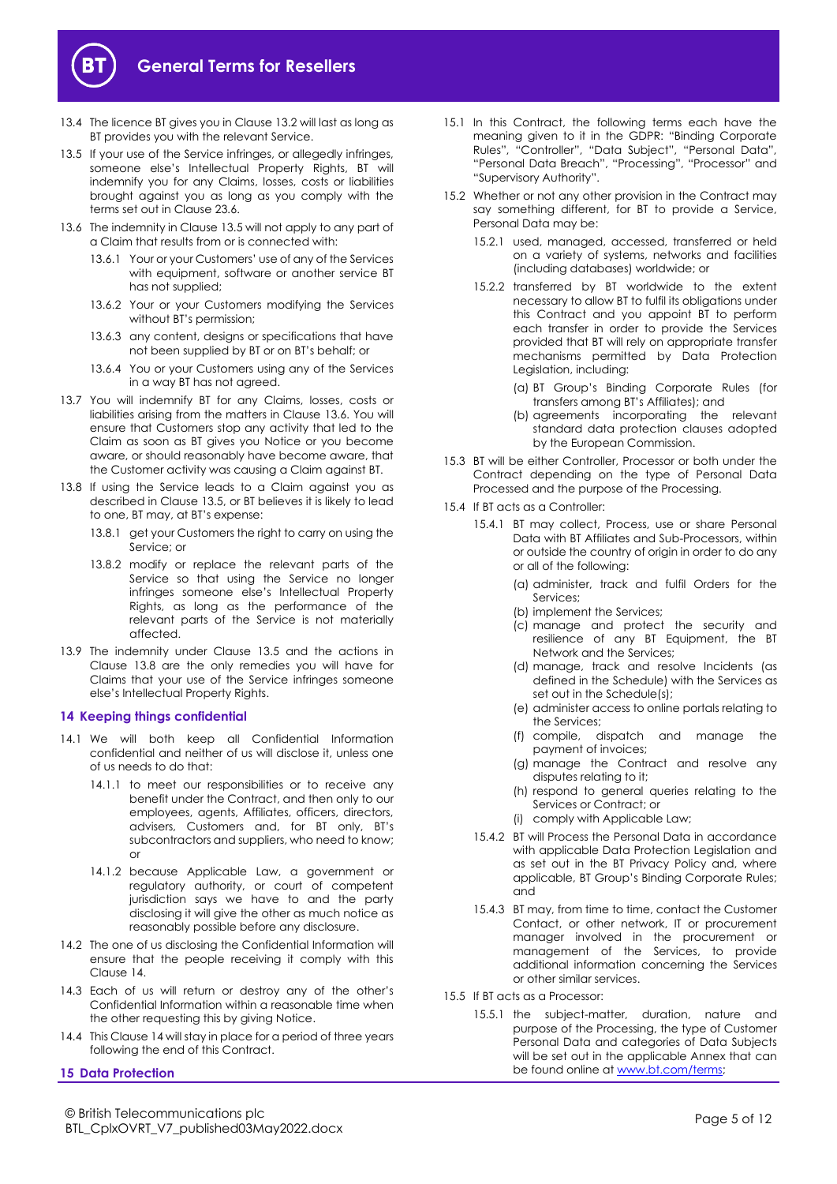13.4 The licence BT gives you in Clause 13.2 will last as long as BT provides you with the relevant Service.

13.5 If your use of the Service infringes, or allegedly infringes, someone else's Intellectual Property Rights, BT will indemnify you for any Claims, losses, costs or liabilities brought against you as long as you comply with the terms set out in Clause 23.6.

13.6 The indemnity in Clause 13.5 will not apply to any part of a Claim that results from or is connected with:

13.6.1 Your or your Customers' use of any of the Services with equipment, software or another service BT has not supplied;

13.6.2 Your or your Customers modifying the Services without BT's permission;

13.6.3 any content, designs or specifications that have not been supplied by BT or on BT's behalf; or

13.6.4 You or your Customers using any of the Services in a way BT has not agreed.

13.7 You will indemnify BT for any Claims, losses, costs or liabilities arising from the matters in Clause 13.6. You will ensure that Customers stop any activity that led to the Claim as soon as BT gives you Notice or you become aware, or should reasonably have become aware, that the Customer activity was causing a Claim against BT.

13.8 If using the Service leads to a Claim against you as described in Clause 13.5, or BT believes it is likely to lead to one, BT may, at BT's expense:

13.8.1 get your Customers the right to carry on using the Service; or

13.8.2 modify or replace the relevant parts of the Service so that using the Service no longer infringes someone else's Intellectual Property Rights, as long as the performance of the relevant parts of the Service is not materially affected.

13.9 The indemnity under Clause 13.5 and the actions in Clause 13.8 are the only remedies you will have for Claims that your use of the Service infringes someone else's Intellectual Property Rights.

## 14 Keeping things confidential

14.1 We will both keep all Confidential Information confidential and neither of us will disclose it, unless one of us needs to do that:

14.1.1 to meet our responsibilities or to receive any benefit under the Contract, and then only to our employees, agents, Affiliates, officers, directors, advisers, Customers and, for BT only, BT's subcontractors and suppliers, who need to know; or

14.1.2 because Applicable Law, a government or regulatory authority, or court of competent jurisdiction says we have to and the party disclosing it will give the other as much notice as reasonably possible before any disclosure.

14.2 The one of us disclosing the Confidential Information will ensure that the people receiving it comply with this Clause 14.

14.3 Each of us will return or destroy any of the other's Confidential Information within a reasonable time when the other requesting this by giving Notice.

14.4 This Clause 14 will stay in place for a period of three years following the end of this Contract.

## 15 Data Protection

15.1 In this Contract, the following terms each have the meaning given to it in the GDPR: "Binding Corporate Rules", "Controller", "Data Subject", "Personal Data", "Personal Data Breach", "Processing", "Processor" and "Supervisory Authority".

15.2 Whether or not any other provision in the Contract may say something different, for BT to provide a Service, Personal Data may be:

15.2.1 used, managed, accessed, transferred or held on a variety of systems, networks and facilities (including databases) worldwide; or

15.2.2 transferred by BT worldwide to the extent necessary to allow BT to fulfil its obligations under this Contract and you appoint BT to perform each transfer in order to provide the Services provided that BT will rely on appropriate transfer mechanisms permitted by Data Protection Legislation, including:

(a) BT Group's Binding Corporate Rules (for transfers among BT's Affiliates); and

(b) agreements incorporating the relevant standard data protection clauses adopted by the European Commission.

15.3 BT will be either Controller, Processor or both under the Contract depending on the type of Personal Data Processed and the purpose of the Processing.

15.4 If BT acts as a Controller:

15.4.1 BT may collect, Process, use or share Personal Data with BT Affiliates and Sub-Processors, within or outside the country of origin in order to do any or all of the following:

(a) administer, track and fulfil Orders for the Services;

(b) implement the Services;

(c) manage and protect the security and resilience of any BT Equipment, the BT Network and the Services;

(d) manage, track and resolve Incidents (as defined in the Schedule) with the Services as set out in the Schedule(s);

(e) administer access to online portals relating to the Services;

(f) compile, dispatch and manage the payment of invoices;

(g) manage the Contract and resolve any disputes relating to it;

(h) respond to general queries relating to the Services or Contract; or

(i) comply with Applicable Law;

15.4.2 BT will Process the Personal Data in accordance with applicable Data Protection Legislation and as set out in the BT Privacy Policy and, where applicable, BT Group's Binding Corporate Rules; and

15.4.3 BT may, from time to time, contact the Customer Contact, or other network, IT or procurement manager involved in the procurement or management of the Services, to provide additional information concerning the Services or other similar services.

15.5 If BT acts as a Processor:

15.5.1 the subject-matter, duration, nature and purpose of the Processing, the type of Customer Personal Data and categories of Data Subjects will be set out in the applicable Annex that can be found online at www.bt.com/terms;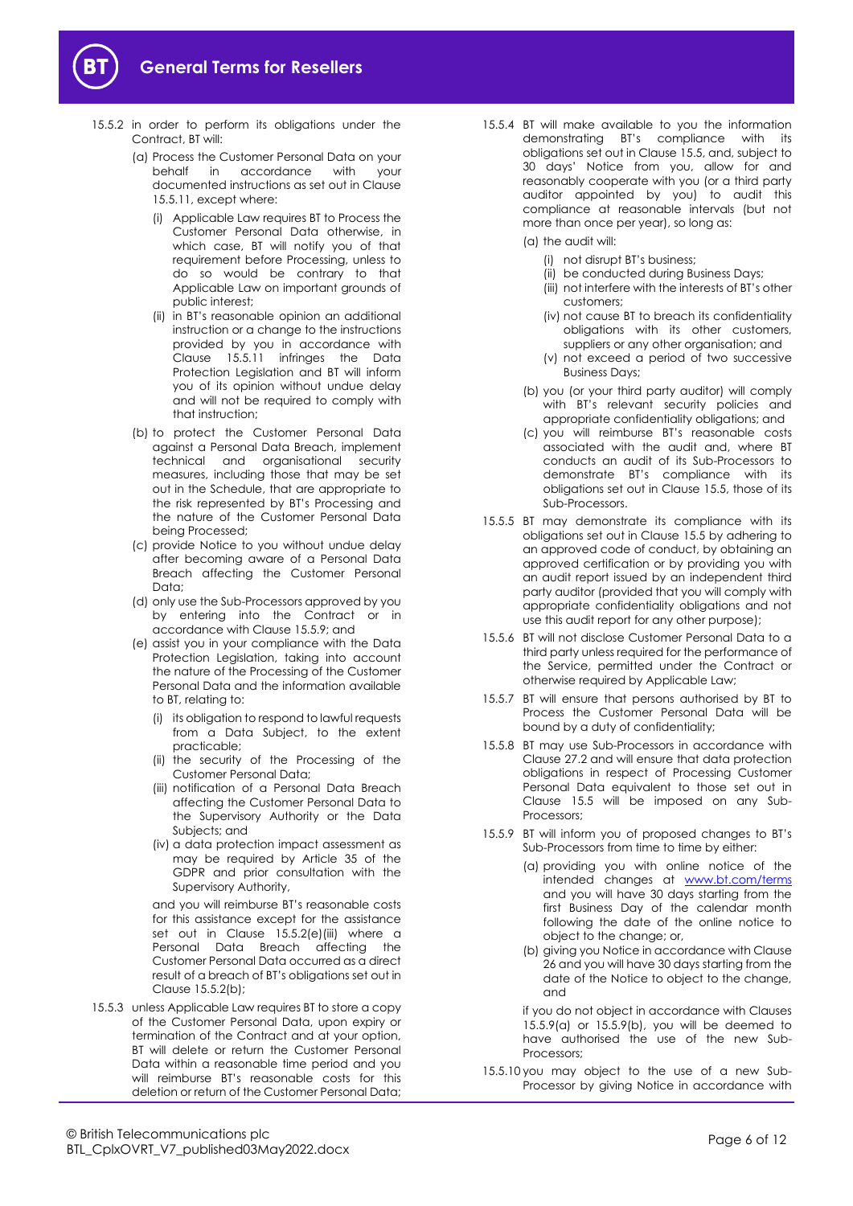15.5.2 in order to perform its obligations under the Contract, BT will:

(a) Process the Customer Personal Data on your behalf in accordance with your documented instructions as set out in Clause 15.5.11, except where:

(i) Applicable Law requires BT to Process the Customer Personal Data otherwise, in which case, BT will notify you of that requirement before Processing, unless to do so would be contrary to that Applicable Law on important grounds of public interest;

(ii) in BT's reasonable opinion an additional instruction or a change to the instructions provided by you in accordance with Clause 15.5.11 infringes the Data Protection Legislation and BT will inform you of its opinion without undue delay and will not be required to comply with that instruction;

(b) to protect the Customer Personal Data against a Personal Data Breach, implement technical and organisational security measures, including those that may be set out in the Schedule, that are appropriate to the risk represented by BT's Processing and the nature of the Customer Personal Data being Processed;

(c) provide Notice to you without undue delay after becoming aware of a Personal Data Breach affecting the Customer Personal Data;

(d) only use the Sub-Processors approved by you by entering into the Contract or in accordance with Clause 15.5.9; and

(e) assist you in your compliance with the Data Protection Legislation, taking into account the nature of the Processing of the Customer Personal Data and the information available to BT, relating to:

(i) its obligation to respond to lawful requests from a Data Subject, to the extent practicable;

(ii) the security of the Processing of the Customer Personal Data;

(iii) notification of a Personal Data Breach affecting the Customer Personal Data to the Supervisory Authority or the Data Subjects; and

(iv) a data protection impact assessment as may be required by Article 35 of the GDPR and prior consultation with the Supervisory Authority,

and you will reimburse BT's reasonable costs for this assistance except for the assistance set out in Clause 15.5.2(e)(iii) where a Personal Data Breach affecting the Customer Personal Data occurred as a direct result of a breach of BT's obligations set out in Clause 15.5.2(b);

15.5.3 unless Applicable Law requires BT to store a copy of the Customer Personal Data, upon expiry or termination of the Contract and at your option, BT will delete or return the Customer Personal Data within a reasonable time period and you will reimburse BT's reasonable costs for this deletion or return of the Customer Personal Data;

15.5.4 BT will make available to you the information demonstrating BT's compliance with its obligations set out in Clause 15.5, and, subject to 30 days' Notice from you, allow for and reasonably cooperate with you (or a third party auditor appointed by you) to audit this compliance at reasonable intervals (but not more than once per year), so long as:

(a) the audit will:

(i) not disrupt BT's business;

(ii) be conducted during Business Days;

(iii) not interfere with the interests of BT's other customers;

(iv) not cause BT to breach its confidentiality obligations with its other customers, suppliers or any other organisation; and

(v) not exceed a period of two successive Business Days;

(b) you (or your third party auditor) will comply with BT's relevant security policies and appropriate confidentiality obligations; and

(c) you will reimburse BT's reasonable costs associated with the audit and, where BT conducts an audit of its Sub-Processors to demonstrate BT's compliance with its obligations set out in Clause 15.5, those of its Sub-Processors.

15.5.5 BT may demonstrate its compliance with its obligations set out in Clause 15.5 by adhering to an approved code of conduct, by obtaining an approved certification or by providing you with an audit report issued by an independent third party auditor (provided that you will comply with appropriate confidentiality obligations and not use this audit report for any other purpose);

15.5.6 BT will not disclose Customer Personal Data to a third party unless required for the performance of the Service, permitted under the Contract or otherwise required by Applicable Law;

15.5.7 BT will ensure that persons authorised by BT to Process the Customer Personal Data will be bound by a duty of confidentiality;

15.5.8 BT may use Sub-Processors in accordance with Clause 27.2 and will ensure that data protection obligations in respect of Processing Customer Personal Data equivalent to those set out in Clause 15.5 will be imposed on any Sub-Processors;

15.5.9 BT will inform you of proposed changes to BT's Sub-Processors from time to time by either:

(a) providing you with online notice of the intended changes at www.bt.com/terms and you will have 30 days starting from the first Business Day of the calendar month following the date of the online notice to object to the change; or,

(b) giving you Notice in accordance with Clause 26 and you will have 30 days starting from the date of the Notice to object to the change, and

if you do not object in accordance with Clauses 15.5.9(a) or 15.5.9(b), you will be deemed to have authorised the use of the new Sub-Processors;

15.5.10 you may object to the use of a new Sub-Processor by giving Notice in accordance with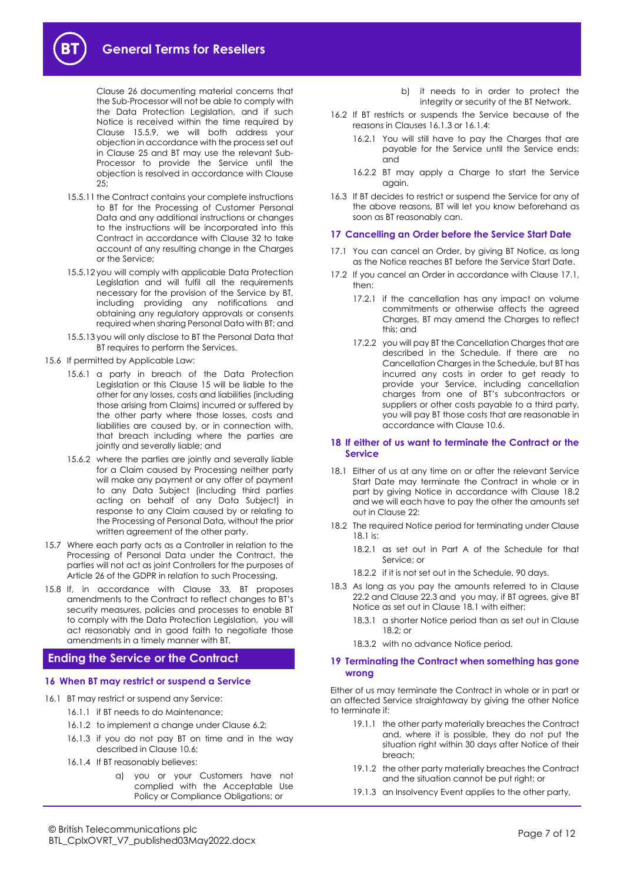Clause 26 documenting material concerns that the Sub-Processor will not be able to comply with the Data Protection Legislation, and if such Notice is received within the time required by Clause 15.5.9, we will both address your objection in accordance with the process set out in Clause 25 and BT may use the relevant Sub-Processor to provide the Service until the objection is resolved in accordance with Clause 25;

15.5.11 the Contract contains your complete instructions to BT for the Processing of Customer Personal Data and any additional instructions or changes to the instructions will be incorporated into this Contract in accordance with Clause 32 to take account of any resulting change in the Charges or the Service;

15.5.12 you will comply with applicable Data Protection Legislation and will fulfil all the requirements necessary for the provision of the Service by BT, including providing any notifications and obtaining any regulatory approvals or consents required when sharing Personal Data with BT; and

15.5.13 you will only disclose to BT the Personal Data that BT requires to perform the Services.

15.6 If permitted by Applicable Law:

15.6.1 a party in breach of the Data Protection Legislation or this Clause 15 will be liable to the other for any losses, costs and liabilities (including those arising from Claims) incurred or suffered by the other party where those losses, costs and liabilities are caused by, or in connection with, that breach including where the parties are jointly and severally liable; and

15.6.2 where the parties are jointly and severally liable for a Claim caused by Processing neither party will make any payment or any offer of payment to any Data Subject (including third parties acting on behalf of any Data Subject) in response to any Claim caused by or relating to the Processing of Personal Data, without the prior written agreement of the other party.

15.7 Where each party acts as a Controller in relation to the Processing of Personal Data under the Contract, the parties will not act as joint Controllers for the purposes of Article 26 of the GDPR in relation to such Processing.

15.8 If, in accordance with Clause 33, BT proposes amendments to the Contract to reflect changes to BT's security measures, policies and processes to enable BT to comply with the Data Protection Legislation, you will act reasonably and in good faith to negotiate those amendments in a timely manner with BT.

## Ending the Service or the Contract

### 16 When BT may restrict or suspend a Service

16.1 BT may restrict or suspend any Service:

16.1.1 if BT needs to do Maintenance;

16.1.2 to implement a change under Clause 6.2;

16.1.3 if you do not pay BT on time and in the way described in Clause 10.6;

16.1.4 If BT reasonably believes:

a) you or your Customers have not complied with the Acceptable Use Policy or Compliance Obligations; or

b) it needs to in order to protect the integrity or security of the BT Network.

16.2 If BT restricts or suspends the Service because of the reasons in Clauses 16.1.3 or 16.1.4:

16.2.1 You will still have to pay the Charges that are payable for the Service until the Service ends; and

16.2.2 BT may apply a Charge to start the Service again.

16.3 If BT decides to restrict or suspend the Service for any of the above reasons, BT will let you know beforehand as soon as BT reasonably can.

### 17 Cancelling an Order before the Service Start Date

17.1 You can cancel an Order, by giving BT Notice, as long as the Notice reaches BT before the Service Start Date.

17.2 If you cancel an Order in accordance with Clause 17.1, then:

17.2.1 if the cancellation has any impact on volume commitments or otherwise affects the agreed Charges, BT may amend the Charges to reflect this; and

17.2.2 you will pay BT the Cancellation Charges that are described in the Schedule. If there are no Cancellation Charges in the Schedule, but BT has incurred any costs in order to get ready to provide your Service, including cancellation charges from one of BT's subcontractors or suppliers or other costs payable to a third party, you will pay BT those costs that are reasonable in accordance with Clause 10.6.

### 18 If either of us want to terminate the Contract or the Service

18.1 Either of us at any time on or after the relevant Service Start Date may terminate the Contract in whole or in part by giving Notice in accordance with Clause 18.2 and we will each have to pay the other the amounts set out in Clause 22:

18.2 The required Notice period for terminating under Clause 18.1 is:

18.2.1 as set out in Part A of the Schedule for that Service; or

18.2.2 if it is not set out in the Schedule, 90 days.

18.3 As long as you pay the amounts referred to in Clause 22.2 and Clause 22.3 and you may, if BT agrees, give BT Notice as set out in Clause 18.1 with either:

18.3.1 a shorter Notice period than as set out in Clause 18.2; or

18.3.2 with no advance Notice period.

### 19 Terminating the Contract when something has gone wrong

Either of us may terminate the Contract in whole or in part or an affected Service straightaway by giving the other Notice to terminate if:

19.1.1 the other party materially breaches the Contract and, where it is possible, they do not put the situation right within 30 days after Notice of their breach;

19.1.2 the other party materially breaches the Contract and the situation cannot be put right; or

19.1.3 an Insolvency Event applies to the other party,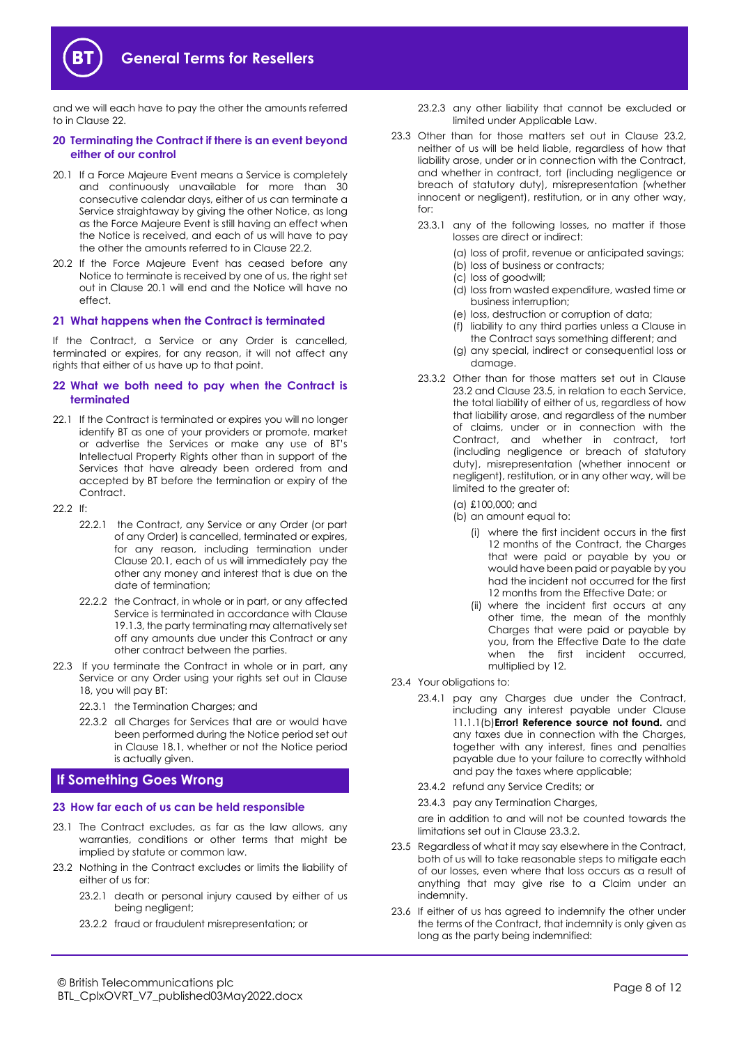and we will each have to pay the other the amounts referred to in Clause 22.

## 20 Terminating the Contract if there is an event beyond either of our control

20.1 If a Force Majeure Event means a Service is completely and continuously unavailable for more than 30 consecutive calendar days, either of us can terminate a Service straightaway by giving the other Notice, as long as the Force Majeure Event is still having an effect when the Notice is received, and each of us will have to pay the other the amounts referred to in Clause 22.2.

20.2 If the Force Majeure Event has ceased before any Notice to terminate is received by one of us, the right set out in Clause 20.1 will end and the Notice will have no effect.

## 21 What happens when the Contract is terminated

If the Contract, a Service or any Order is cancelled, terminated or expires, for any reason, it will not affect any rights that either of us have up to that point.

## 22 What we both need to pay when the Contract is terminated

22.1 If the Contract is terminated or expires you will no longer identify BT as one of your providers or promote, market or advertise the Services or make any use of BT's Intellectual Property Rights other than in support of the Services that have already been ordered from and accepted by BT before the termination or expiry of the Contract.

22.2 If:

22.2.1 the Contract, any Service or any Order (or part of any Order) is cancelled, terminated or expires, for any reason, including termination under Clause 20.1, each of us will immediately pay the other any money and interest that is due on the date of termination;

22.2.2 the Contract, in whole or in part, or any affected Service is terminated in accordance with Clause 19.1.3, the party terminating may alternatively set off any amounts due under this Contract or any other contract between the parties.

22.3 If you terminate the Contract in whole or in part, any Service or any Order using your rights set out in Clause 18, you will pay BT:

22.3.1 the Termination Charges; and

22.3.2 all Charges for Services that are or would have been performed during the Notice period set out in Clause 18.1, whether or not the Notice period is actually given.

# If Something Goes Wrong

## 23 How far each of us can be held responsible

23.1 The Contract excludes, as far as the law allows, any warranties, conditions or other terms that might be implied by statute or common law.

23.2 Nothing in the Contract excludes or limits the liability of either of us for:

23.2.1 death or personal injury caused by either of us being negligent;

23.2.2 fraud or fraudulent misrepresentation; or

23.2.3 any other liability that cannot be excluded or limited under Applicable Law.

23.3 Other than for those matters set out in Clause 23.2, neither of us will be held liable, regardless of how that liability arose, under or in connection with the Contract, and whether in contract, tort (including negligence or breach of statutory duty), misrepresentation (whether innocent or negligent), restitution, or in any other way, for:

23.3.1 any of the following losses, no matter if those losses are direct or indirect:

(a) loss of profit, revenue or anticipated savings;
(b) loss of business or contracts;
(c) loss of goodwill;
(d) loss from wasted expenditure, wasted time or business interruption;
(e) loss, destruction or corruption of data;
(f) liability to any third parties unless a Clause in the Contract says something different; and
(g) any special, indirect or consequential loss or damage.

23.3.2 Other than for those matters set out in Clause 23.2 and Clause 23.5, in relation to each Service, the total liability of either of us, regardless of how that liability arose, and regardless of the number of claims, under or in connection with the Contract, and whether in contract, tort (including negligence or breach of statutory duty), misrepresentation (whether innocent or negligent), restitution, or in any other way, will be limited to the greater of:

(a) £100,000; and
(b) an amount equal to:

(i) where the first incident occurs in the first 12 months of the Contract, the Charges that were paid or payable by you or would have been paid or payable by you had the incident not occurred for the first 12 months from the Effective Date; or
(ii) where the incident first occurs at any other time, the mean of the monthly Charges that were paid or payable by you, from the Effective Date to the date when the first incident occurred, multiplied by 12.

23.4 Your obligations to:

23.4.1 pay any Charges due under the Contract, including any interest payable under Clause 11.1.1(b)**Error! Reference source not found.** and any taxes due in connection with the Charges, together with any interest, fines and penalties payable due to your failure to correctly withhold and pay the taxes where applicable;

23.4.2 refund any Service Credits; or

23.4.3 pay any Termination Charges,

are in addition to and will not be counted towards the limitations set out in Clause 23.3.2.

23.5 Regardless of what it may say elsewhere in the Contract, both of us will to take reasonable steps to mitigate each of our losses, even where that loss occurs as a result of anything that may give rise to a Claim under an indemnity.

23.6 If either of us has agreed to indemnify the other under the terms of the Contract, that indemnity is only given as long as the party being indemnified: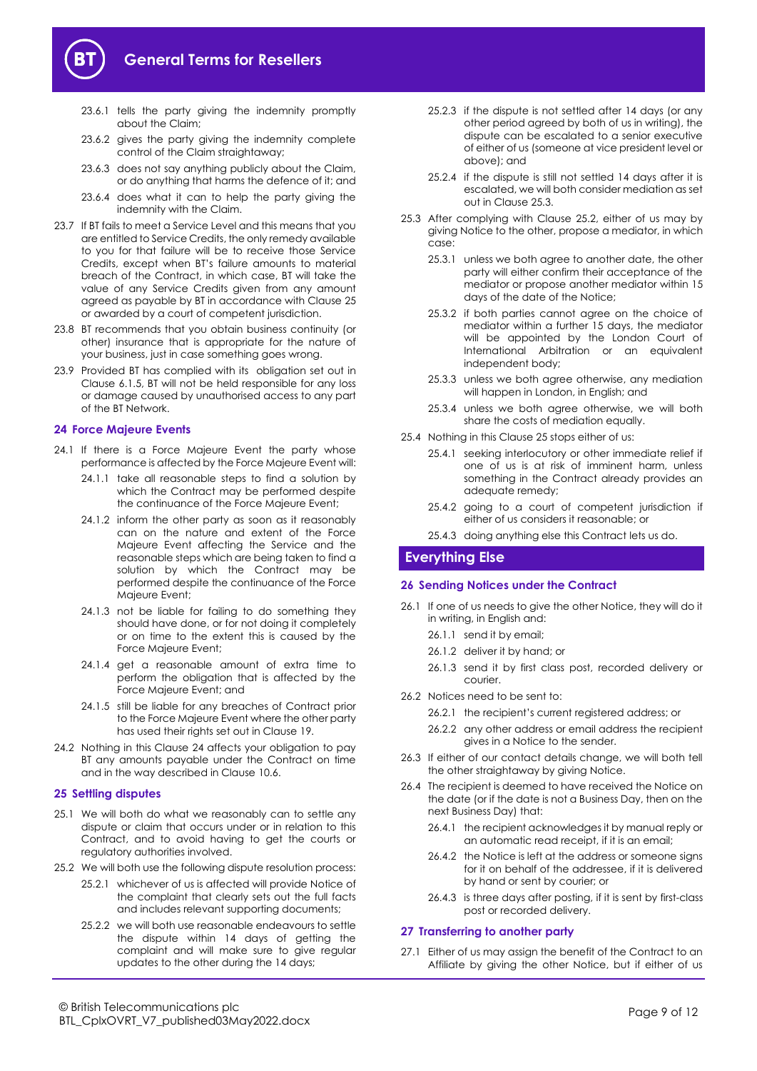23.6.1 tells the party giving the indemnity promptly about the Claim;

23.6.2 gives the party giving the indemnity complete control of the Claim straightaway;

23.6.3 does not say anything publicly about the Claim, or do anything that harms the defence of it; and

23.6.4 does what it can to help the party giving the indemnity with the Claim.

23.7 If BT fails to meet a Service Level and this means that you are entitled to Service Credits, the only remedy available to you for that failure will be to receive those Service Credits, except when BT's failure amounts to material breach of the Contract, in which case, BT will take the value of any Service Credits given from any amount agreed as payable by BT in accordance with Clause 25 or awarded by a court of competent jurisdiction.

23.8 BT recommends that you obtain business continuity (or other) insurance that is appropriate for the nature of your business, just in case something goes wrong.

23.9 Provided BT has complied with its obligation set out in Clause 6.1.5, BT will not be held responsible for any loss or damage caused by unauthorised access to any part of the BT Network.

### 24 Force Majeure Events

24.1 If there is a Force Majeure Event the party whose performance is affected by the Force Majeure Event will:

24.1.1 take all reasonable steps to find a solution by which the Contract may be performed despite the continuance of the Force Majeure Event;

24.1.2 inform the other party as soon as it reasonably can on the nature and extent of the Force Majeure Event affecting the Service and the reasonable steps which are being taken to find a solution by which the Contract may be performed despite the continuance of the Force Majeure Event;

24.1.3 not be liable for failing to do something they should have done, or for not doing it completely or on time to the extent this is caused by the Force Majeure Event;

24.1.4 get a reasonable amount of extra time to perform the obligation that is affected by the Force Majeure Event; and

24.1.5 still be liable for any breaches of Contract prior to the Force Majeure Event where the other party has used their rights set out in Clause 19.

24.2 Nothing in this Clause 24 affects your obligation to pay BT any amounts payable under the Contract on time and in the way described in Clause 10.6.

### 25 Settling disputes

25.1 We will both do what we reasonably can to settle any dispute or claim that occurs under or in relation to this Contract, and to avoid having to get the courts or regulatory authorities involved.

25.2 We will both use the following dispute resolution process:

25.2.1 whichever of us is affected will provide Notice of the complaint that clearly sets out the full facts and includes relevant supporting documents;

25.2.2 we will both use reasonable endeavours to settle the dispute within 14 days of getting the complaint and will make sure to give regular updates to the other during the 14 days;

25.2.3 if the dispute is not settled after 14 days (or any other period agreed by both of us in writing), the dispute can be escalated to a senior executive of either of us (someone at vice president level or above); and

25.2.4 if the dispute is still not settled 14 days after it is escalated, we will both consider mediation as set out in Clause 25.3.

25.3 After complying with Clause 25.2, either of us may by giving Notice to the other, propose a mediator, in which case:

25.3.1 unless we both agree to another date, the other party will either confirm their acceptance of the mediator or propose another mediator within 15 days of the date of the Notice;

25.3.2 if both parties cannot agree on the choice of mediator within a further 15 days, the mediator will be appointed by the London Court of International Arbitration or an equivalent independent body;

25.3.3 unless we both agree otherwise, any mediation will happen in London, in English; and

25.3.4 unless we both agree otherwise, we will both share the costs of mediation equally.

25.4 Nothing in this Clause 25 stops either of us:

25.4.1 seeking interlocutory or other immediate relief if one of us is at risk of imminent harm, unless something in the Contract already provides an adequate remedy;

25.4.2 going to a court of competent jurisdiction if either of us considers it reasonable; or

25.4.3 doing anything else this Contract lets us do.

## Everything Else

### 26 Sending Notices under the Contract

26.1 If one of us needs to give the other Notice, they will do it in writing, in English and:

26.1.1 send it by email;

26.1.2 deliver it by hand; or

26.1.3 send it by first class post, recorded delivery or courier.

26.2 Notices need to be sent to:

26.2.1 the recipient's current registered address; or

26.2.2 any other address or email address the recipient gives in a Notice to the sender.

26.3 If either of our contact details change, we will both tell the other straightaway by giving Notice.

26.4 The recipient is deemed to have received the Notice on the date (or if the date is not a Business Day, then on the next Business Day) that:

26.4.1 the recipient acknowledges it by manual reply or an automatic read receipt, if it is an email;

26.4.2 the Notice is left at the address or someone signs for it on behalf of the addressee, if it is delivered by hand or sent by courier; or

26.4.3 is three days after posting, if it is sent by first-class post or recorded delivery.

### 27 Transferring to another party

27.1 Either of us may assign the benefit of the Contract to an Affiliate by giving the other Notice, but if either of us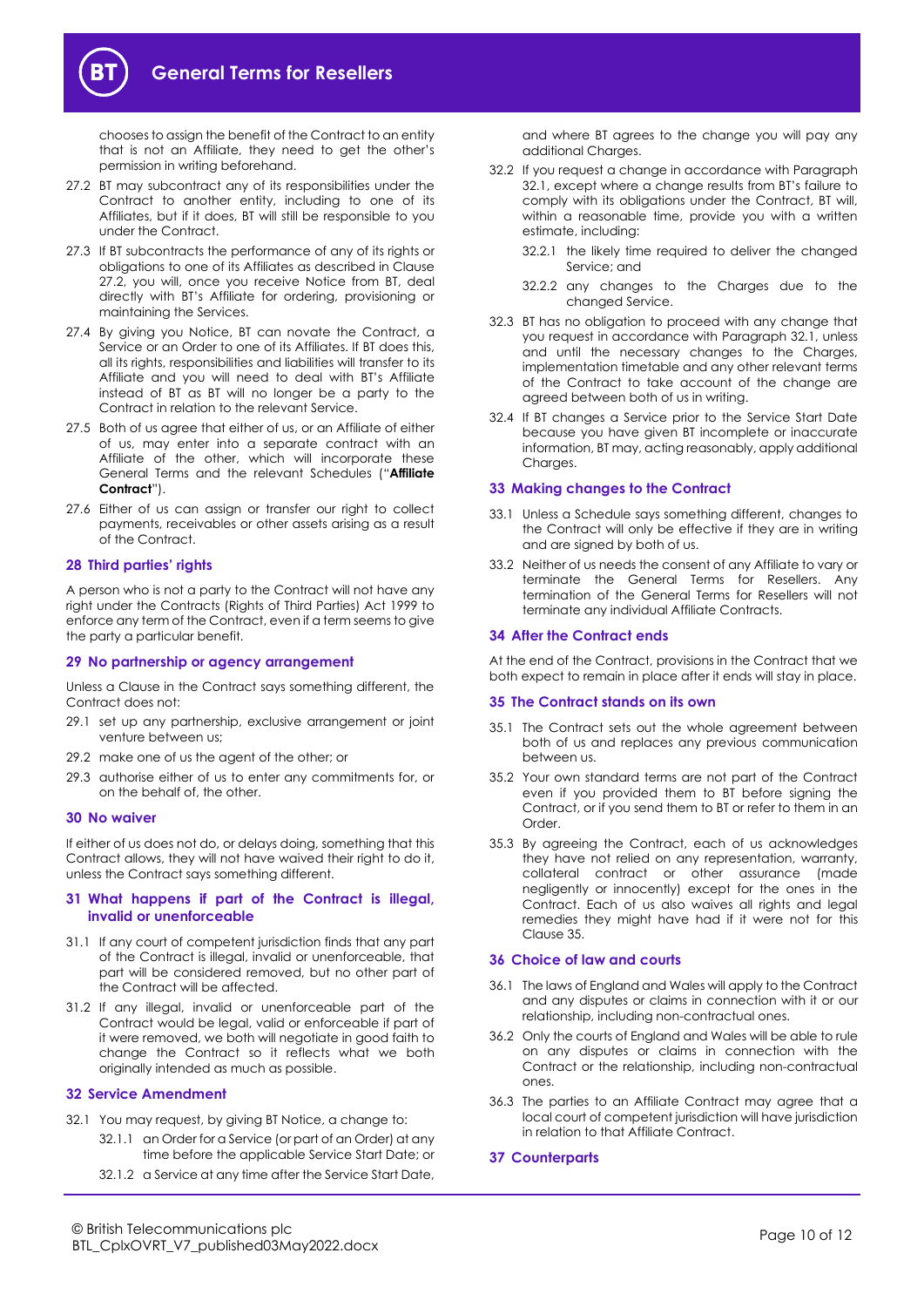chooses to assign the benefit of the Contract to an entity that is not an Affiliate, they need to get the other's permission in writing beforehand.

27.2 BT may subcontract any of its responsibilities under the Contract to another entity, including to one of its Affiliates, but if it does, BT will still be responsible to you under the Contract.

27.3 If BT subcontracts the performance of any of its rights or obligations to one of its Affiliates as described in Clause 27.2, you will, once you receive Notice from BT, deal directly with BT's Affiliate for ordering, provisioning or maintaining the Services.

27.4 By giving you Notice, BT can novate the Contract, a Service or an Order to one of its Affiliates. If BT does this, all its rights, responsibilities and liabilities will transfer to its Affiliate and you will need to deal with BT's Affiliate instead of BT as BT will no longer be a party to the Contract in relation to the relevant Service.

27.5 Both of us agree that either of us, or an Affiliate of either of us, may enter into a separate contract with an Affiliate of the other, which will incorporate these General Terms and the relevant Schedules ("**Affiliate Contract**").

27.6 Either of us can assign or transfer our right to collect payments, receivables or other assets arising as a result of the Contract.

## 28 Third parties' rights

A person who is not a party to the Contract will not have any right under the Contracts (Rights of Third Parties) Act 1999 to enforce any term of the Contract, even if a term seems to give the party a particular benefit.

## 29 No partnership or agency arrangement

Unless a Clause in the Contract says something different, the Contract does not:

29.1 set up any partnership, exclusive arrangement or joint venture between us;

29.2 make one of us the agent of the other; or

29.3 authorise either of us to enter any commitments for, or on the behalf of, the other.

## 30 No waiver

If either of us does not do, or delays doing, something that this Contract allows, they will not have waived their right to do it, unless the Contract says something different.

## 31 What happens if part of the Contract is illegal, invalid or unenforceable

31.1 If any court of competent jurisdiction finds that any part of the Contract is illegal, invalid or unenforceable, that part will be considered removed, but no other part of the Contract will be affected.

31.2 If any illegal, invalid or unenforceable part of the Contract would be legal, valid or enforceable if part of it were removed, we both will negotiate in good faith to change the Contract so it reflects what we both originally intended as much as possible.

## 32 Service Amendment

32.1 You may request, by giving BT Notice, a change to:

32.1.1 an Order for a Service (or part of an Order) at any time before the applicable Service Start Date; or

32.1.2 a Service at any time after the Service Start Date,

and where BT agrees to the change you will pay any additional Charges.

32.2 If you request a change in accordance with Paragraph 32.1, except where a change results from BT's failure to comply with its obligations under the Contract, BT will, within a reasonable time, provide you with a written estimate, including:

32.2.1 the likely time required to deliver the changed Service; and

32.2.2 any changes to the Charges due to the changed Service.

32.3 BT has no obligation to proceed with any change that you request in accordance with Paragraph 32.1, unless and until the necessary changes to the Charges, implementation timetable and any other relevant terms of the Contract to take account of the change are agreed between both of us in writing.

32.4 If BT changes a Service prior to the Service Start Date because you have given BT incomplete or inaccurate information, BT may, acting reasonably, apply additional Charges.

## 33 Making changes to the Contract

33.1 Unless a Schedule says something different, changes to the Contract will only be effective if they are in writing and are signed by both of us.

33.2 Neither of us needs the consent of any Affiliate to vary or terminate the General Terms for Resellers. Any termination of the General Terms for Resellers will not terminate any individual Affiliate Contracts.

## 34 After the Contract ends

At the end of the Contract, provisions in the Contract that we both expect to remain in place after it ends will stay in place.

## 35 The Contract stands on its own

35.1 The Contract sets out the whole agreement between both of us and replaces any previous communication between us.

35.2 Your own standard terms are not part of the Contract even if you provided them to BT before signing the Contract, or if you send them to BT or refer to them in an Order.

35.3 By agreeing the Contract, each of us acknowledges they have not relied on any representation, warranty, collateral contract or other assurance (made negligently or innocently) except for the ones in the Contract. Each of us also waives all rights and legal remedies they might have had if it were not for this Clause 35.

## 36 Choice of law and courts

36.1 The laws of England and Wales will apply to the Contract and any disputes or claims in connection with it or our relationship, including non-contractual ones.

36.2 Only the courts of England and Wales will be able to rule on any disputes or claims in connection with the Contract or the relationship, including non-contractual ones.

36.3 The parties to an Affiliate Contract may agree that a local court of competent jurisdiction will have jurisdiction in relation to that Affiliate Contract.

## 37 Counterparts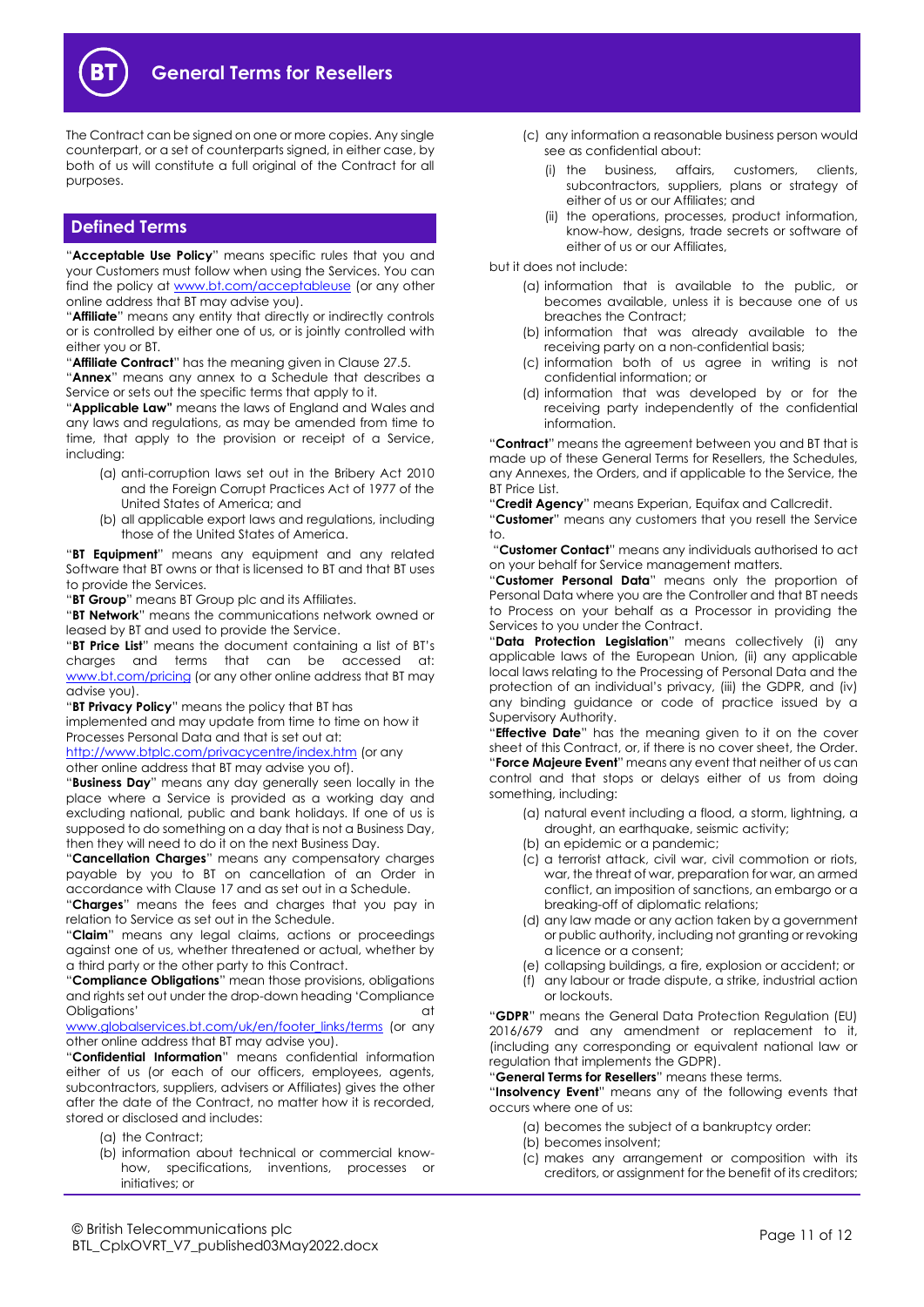The Contract can be signed on one or more copies. Any single counterpart, or a set of counterparts signed, in either case, by both of us will constitute a full original of the Contract for all purposes.

## Defined Terms

"**Acceptable Use Policy**" means specific rules that you and your Customers must follow when using the Services. You can find the policy at www.bt.com/acceptableuse (or any other online address that BT may advise you).

"**Affiliate**" means any entity that directly or indirectly controls or is controlled by either one of us, or is jointly controlled with either you or BT.

"**Affiliate Contract**" has the meaning given in Clause 27.5.

"**Annex**" means any annex to a Schedule that describes a Service or sets out the specific terms that apply to it.

"**Applicable Law"** means the laws of England and Wales and any laws and regulations, as may be amended from time to time, that apply to the provision or receipt of a Service, including:

(a) anti-corruption laws set out in the Bribery Act 2010 and the Foreign Corrupt Practices Act of 1977 of the United States of America; and

(b) all applicable export laws and regulations, including those of the United States of America.

"**BT Equipment**" means any equipment and any related Software that BT owns or that is licensed to BT and that BT uses to provide the Services.

"**BT Group**" means BT Group plc and its Affiliates.

"**BT Network**" means the communications network owned or leased by BT and used to provide the Service.

"**BT Price List**" means the document containing a list of BT's charges and terms that can be accessed at: www.bt.com/pricing (or any other online address that BT may advise you).

"**BT Privacy Policy**" means the policy that BT has implemented and may update from time to time on how it Processes Personal Data and that is set out at: http://www.btplc.com/privacycentre/index.htm (or any other online address that BT may advise you of).

"**Business Day**" means any day generally seen locally in the place where a Service is provided as a working day and excluding national, public and bank holidays. If one of us is supposed to do something on a day that is not a Business Day, then they will need to do it on the next Business Day.

"**Cancellation Charges**" means any compensatory charges payable by you to BT on cancellation of an Order in accordance with Clause 17 and as set out in a Schedule.

"**Charges**" means the fees and charges that you pay in relation to Service as set out in the Schedule.

"**Claim**" means any legal claims, actions or proceedings against one of us, whether threatened or actual, whether by a third party or the other party to this Contract.

"**Compliance Obligations**" mean those provisions, obligations and rights set out under the drop-down heading 'Compliance Obligations' at www.globalservices.bt.com/uk/en/footer_links/terms (or any other online address that BT may advise you).

"**Confidential Information**" means confidential information either of us (or each of our officers, employees, agents, subcontractors, suppliers, advisers or Affiliates) gives the other after the date of the Contract, no matter how it is recorded, stored or disclosed and includes:

(a) the Contract;

(b) information about technical or commercial know-how, specifications, inventions, processes or initiatives; or

(c) any information a reasonable business person would see as confidential about:

(i) the business, affairs, customers, clients, subcontractors, suppliers, plans or strategy of either of us or our Affiliates; and

(ii) the operations, processes, product information, know-how, designs, trade secrets or software of either of us or our Affiliates,

but it does not include:

(a) information that is available to the public, or becomes available, unless it is because one of us breaches the Contract;

(b) information that was already available to the receiving party on a non-confidential basis;

(c) information both of us agree in writing is not confidential information; or

(d) information that was developed by or for the receiving party independently of the confidential information.

"**Contract**" means the agreement between you and BT that is made up of these General Terms for Resellers, the Schedules, any Annexes, the Orders, and if applicable to the Service, the BT Price List.

"**Credit Agency**" means Experian, Equifax and Callcredit.

"**Customer**" means any customers that you resell the Service to.

"**Customer Contact**" means any individuals authorised to act on your behalf for Service management matters.

"**Customer Personal Data**" means only the proportion of Personal Data where you are the Controller and that BT needs to Process on your behalf as a Processor in providing the Services to you under the Contract.

"**Data Protection Legislation**" means collectively (i) any applicable laws of the European Union, (ii) any applicable local laws relating to the Processing of Personal Data and the protection of an individual's privacy, (iii) the GDPR, and (iv) any binding guidance or code of practice issued by a Supervisory Authority.

"**Effective Date**" has the meaning given to it on the cover sheet of this Contract, or, if there is no cover sheet, the Order.

"**Force Majeure Event**" means any event that neither of us can control and that stops or delays either of us from doing something, including:

(a) natural event including a flood, a storm, lightning, a drought, an earthquake, seismic activity;

(b) an epidemic or a pandemic;

(c) a terrorist attack, civil war, civil commotion or riots, war, the threat of war, preparation for war, an armed conflict, an imposition of sanctions, an embargo or a breaking-off of diplomatic relations;

(d) any law made or any action taken by a government or public authority, including not granting or revoking a licence or a consent;

(e) collapsing buildings, a fire, explosion or accident; or

(f) any labour or trade dispute, a strike, industrial action or lockouts.

"**GDPR**" means the General Data Protection Regulation (EU) 2016/679 and any amendment or replacement to it, (including any corresponding or equivalent national law or regulation that implements the GDPR).

"**General Terms for Resellers**" means these terms.

"**Insolvency Event**" means any of the following events that occurs where one of us:

(a) becomes the subject of a bankruptcy order:

(b) becomes insolvent;

(c) makes any arrangement or composition with its creditors, or assignment for the benefit of its creditors;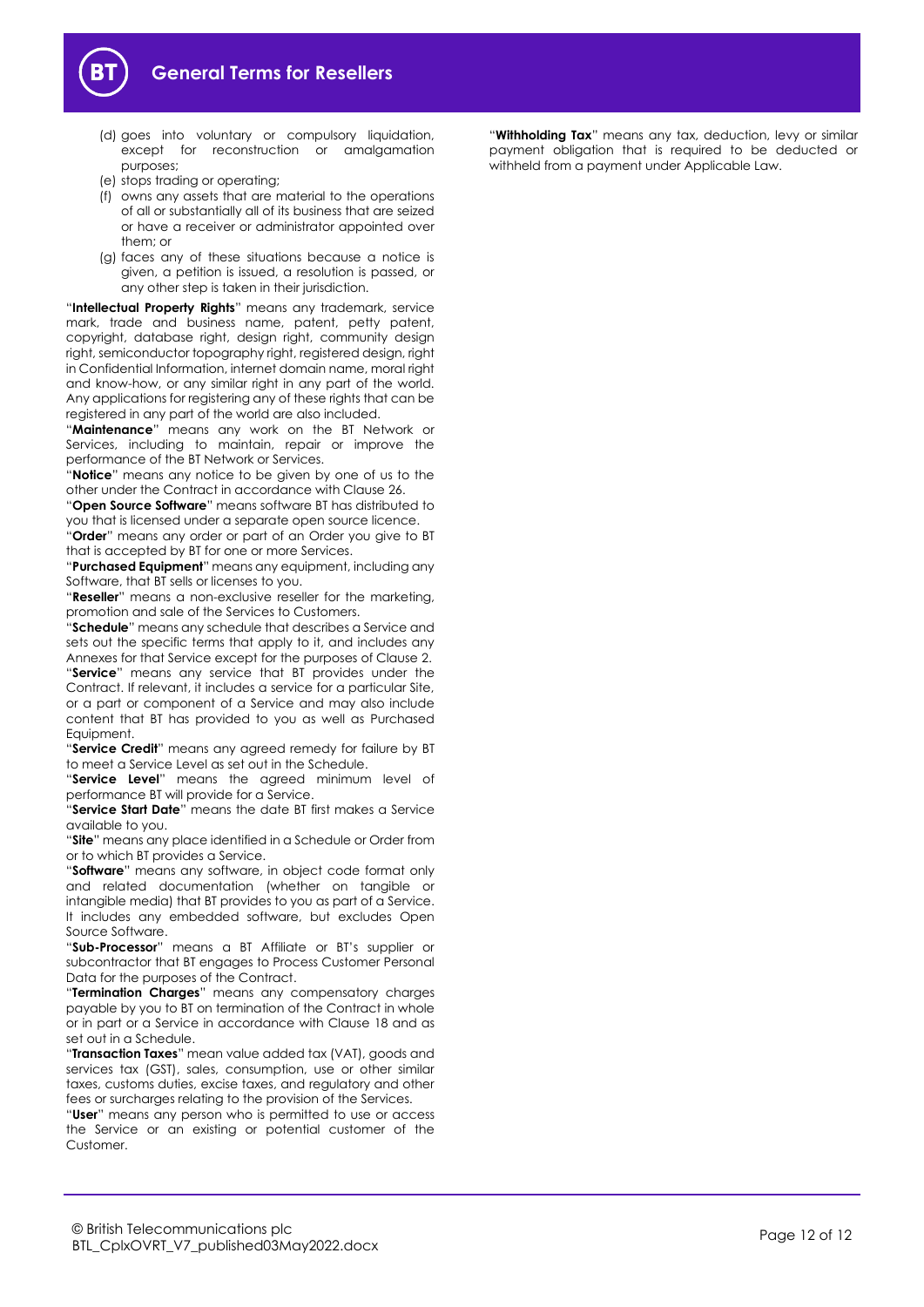(d) goes into voluntary or compulsory liquidation, except for reconstruction or amalgamation purposes;
(e) stops trading or operating;
(f) owns any assets that are material to the operations of all or substantially all of its business that are seized or have a receiver or administrator appointed over them; or
(g) faces any of these situations because a notice is given, a petition is issued, a resolution is passed, or any other step is taken in their jurisdiction.

"**Intellectual Property Rights**" means any trademark, service mark, trade and business name, patent, petty patent, copyright, database right, design right, community design right, semiconductor topography right, registered design, right in Confidential Information, internet domain name, moral right and know-how, or any similar right in any part of the world. Any applications for registering any of these rights that can be registered in any part of the world are also included.

"**Maintenance**" means any work on the BT Network or Services, including to maintain, repair or improve the performance of the BT Network or Services.

"**Notice**" means any notice to be given by one of us to the other under the Contract in accordance with Clause 26.

"**Open Source Software**" means software BT has distributed to you that is licensed under a separate open source licence.

"**Order**" means any order or part of an Order you give to BT that is accepted by BT for one or more Services.

"**Purchased Equipment**" means any equipment, including any Software, that BT sells or licenses to you.

"**Reseller**" means a non-exclusive reseller for the marketing, promotion and sale of the Services to Customers.

"**Schedule**" means any schedule that describes a Service and sets out the specific terms that apply to it, and includes any Annexes for that Service except for the purposes of Clause 2.

"**Service**" means any service that BT provides under the Contract. If relevant, it includes a service for a particular Site, or a part or component of a Service and may also include content that BT has provided to you as well as Purchased Equipment.

"**Service Credit**" means any agreed remedy for failure by BT to meet a Service Level as set out in the Schedule.

"**Service Level**" means the agreed minimum level of performance BT will provide for a Service.

"**Service Start Date**" means the date BT first makes a Service available to you.

"**Site**" means any place identified in a Schedule or Order from or to which BT provides a Service.

"**Software**" means any software, in object code format only and related documentation (whether on tangible or intangible media) that BT provides to you as part of a Service. It includes any embedded software, but excludes Open Source Software.

"**Sub-Processor**" means a BT Affiliate or BT's supplier or subcontractor that BT engages to Process Customer Personal Data for the purposes of the Contract.

"**Termination Charges**" means any compensatory charges payable by you to BT on termination of the Contract in whole or in part or a Service in accordance with Clause 18 and as set out in a Schedule.

"**Transaction Taxes**" mean value added tax (VAT), goods and services tax (GST), sales, consumption, use or other similar taxes, customs duties, excise taxes, and regulatory and other fees or surcharges relating to the provision of the Services.

"**User**" means any person who is permitted to use or access the Service or an existing or potential customer of the Customer.

"**Withholding Tax**" means any tax, deduction, levy or similar payment obligation that is required to be deducted or withheld from a payment under Applicable Law.

© British Telecommunications plc
BTL_CplxOVRT_V7_published03May2022.docx